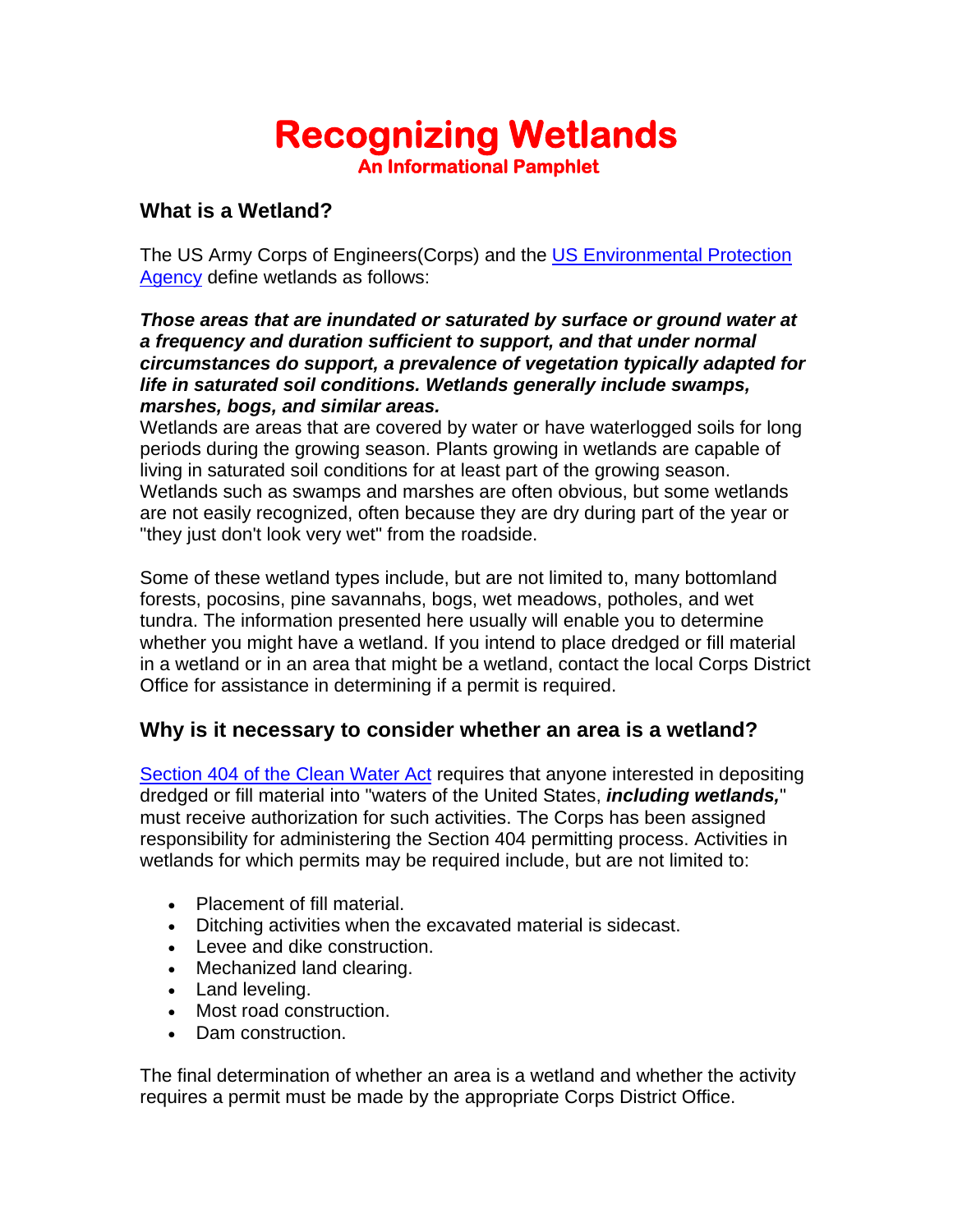# Recognizing Wetlands

**An Informational Pamphlet**

## What is a Wetland?

The US Army Corps of Engineers(Corps) and the [US Environmental Protection Agency]() define wetlands as follows:

***Those areas that are inundated or saturated by surface or ground water at a frequency and duration sufficient to support, and that under normal circumstances do support, a prevalence of vegetation typically adapted for life in saturated soil conditions. Wetlands generally include swamps, marshes, bogs, and similar areas.***

Wetlands are areas that are covered by water or have waterlogged soils for long periods during the growing season. Plants growing in wetlands are capable of living in saturated soil conditions for at least part of the growing season. Wetlands such as swamps and marshes are often obvious, but some wetlands are not easily recognized, often because they are dry during part of the year or "they just don't look very wet" from the roadside.

Some of these wetland types include, but are not limited to, many bottomland forests, pocosins, pine savannahs, bogs, wet meadows, potholes, and wet tundra. The information presented here usually will enable you to determine whether you might have a wetland. If you intend to place dredged or fill material in a wetland or in an area that might be a wetland, contact the local Corps District Office for assistance in determining if a permit is required.

## Why is it necessary to consider whether an area is a wetland?

[Section 404 of the Clean Water Act]() requires that anyone interested in depositing dredged or fill material into "waters of the United States, ***including wetlands,***" must receive authorization for such activities. The Corps has been assigned responsibility for administering the Section 404 permitting process. Activities in wetlands for which permits may be required include, but are not limited to:

- Placement of fill material.
- Ditching activities when the excavated material is sidecast.
- Levee and dike construction.
- Mechanized land clearing.
- Land leveling.
- Most road construction.
- Dam construction.

The final determination of whether an area is a wetland and whether the activity requires a permit must be made by the appropriate Corps District Office.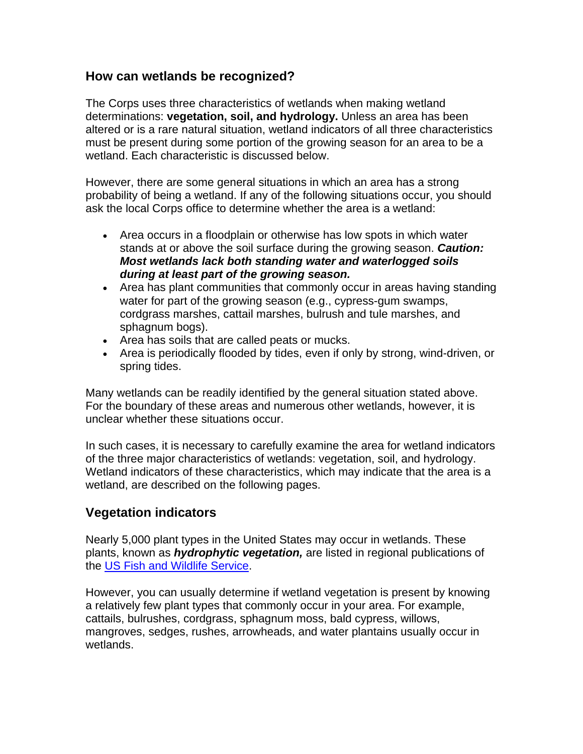## How can wetlands be recognized?

The Corps uses three characteristics of wetlands when making wetland determinations: **vegetation, soil, and hydrology.** Unless an area has been altered or is a rare natural situation, wetland indicators of all three characteristics must be present during some portion of the growing season for an area to be a wetland. Each characteristic is discussed below.

However, there are some general situations in which an area has a strong probability of being a wetland. If any of the following situations occur, you should ask the local Corps office to determine whether the area is a wetland:

- Area occurs in a floodplain or otherwise has low spots in which water stands at or above the soil surface during the growing season. ***Caution: Most wetlands lack both standing water and waterlogged soils during at least part of the growing season.***
- Area has plant communities that commonly occur in areas having standing water for part of the growing season (e.g., cypress-gum swamps, cordgrass marshes, cattail marshes, bulrush and tule marshes, and sphagnum bogs).
- Area has soils that are called peats or mucks.
- Area is periodically flooded by tides, even if only by strong, wind-driven, or spring tides.

Many wetlands can be readily identified by the general situation stated above. For the boundary of these areas and numerous other wetlands, however, it is unclear whether these situations occur.

In such cases, it is necessary to carefully examine the area for wetland indicators of the three major characteristics of wetlands: vegetation, soil, and hydrology. Wetland indicators of these characteristics, which may indicate that the area is a wetland, are described on the following pages.

## Vegetation indicators

Nearly 5,000 plant types in the United States may occur in wetlands. These plants, known as ***hydrophytic vegetation,*** are listed in regional publications of the US Fish and Wildlife Service.

However, you can usually determine if wetland vegetation is present by knowing a relatively few plant types that commonly occur in your area. For example, cattails, bulrushes, cordgrass, sphagnum moss, bald cypress, willows, mangroves, sedges, rushes, arrowheads, and water plantains usually occur in wetlands.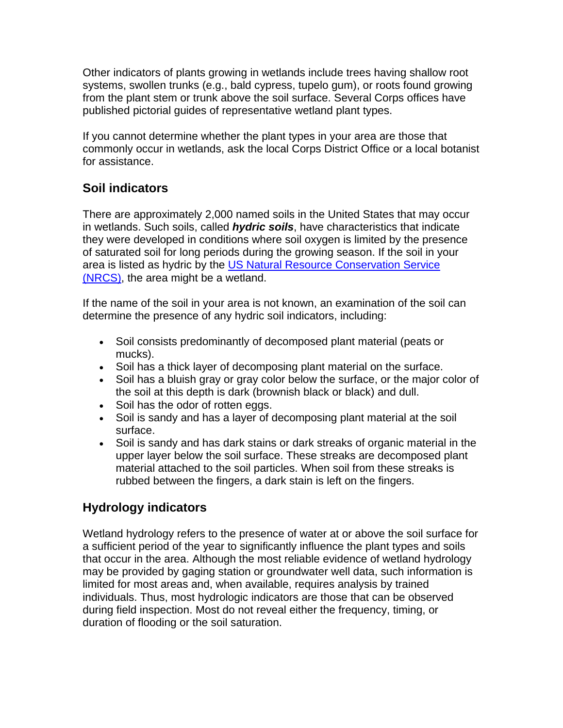Other indicators of plants growing in wetlands include trees having shallow root systems, swollen trunks (e.g., bald cypress, tupelo gum), or roots found growing from the plant stem or trunk above the soil surface. Several Corps offices have published pictorial guides of representative wetland plant types.

If you cannot determine whether the plant types in your area are those that commonly occur in wetlands, ask the local Corps District Office or a local botanist for assistance.

## Soil indicators

There are approximately 2,000 named soils in the United States that may occur in wetlands. Such soils, called ***hydric soils***, have characteristics that indicate they were developed in conditions where soil oxygen is limited by the presence of saturated soil for long periods during the growing season. If the soil in your area is listed as hydric by the US Natural Resource Conservation Service (NRCS), the area might be a wetland.

If the name of the soil in your area is not known, an examination of the soil can determine the presence of any hydric soil indicators, including:

- Soil consists predominantly of decomposed plant material (peats or mucks).
- Soil has a thick layer of decomposing plant material on the surface.
- Soil has a bluish gray or gray color below the surface, or the major color of the soil at this depth is dark (brownish black or black) and dull.
- Soil has the odor of rotten eggs.
- Soil is sandy and has a layer of decomposing plant material at the soil surface.
- Soil is sandy and has dark stains or dark streaks of organic material in the upper layer below the soil surface. These streaks are decomposed plant material attached to the soil particles. When soil from these streaks is rubbed between the fingers, a dark stain is left on the fingers.

## Hydrology indicators

Wetland hydrology refers to the presence of water at or above the soil surface for a sufficient period of the year to significantly influence the plant types and soils that occur in the area. Although the most reliable evidence of wetland hydrology may be provided by gaging station or groundwater well data, such information is limited for most areas and, when available, requires analysis by trained individuals. Thus, most hydrologic indicators are those that can be observed during field inspection. Most do not reveal either the frequency, timing, or duration of flooding or the soil saturation.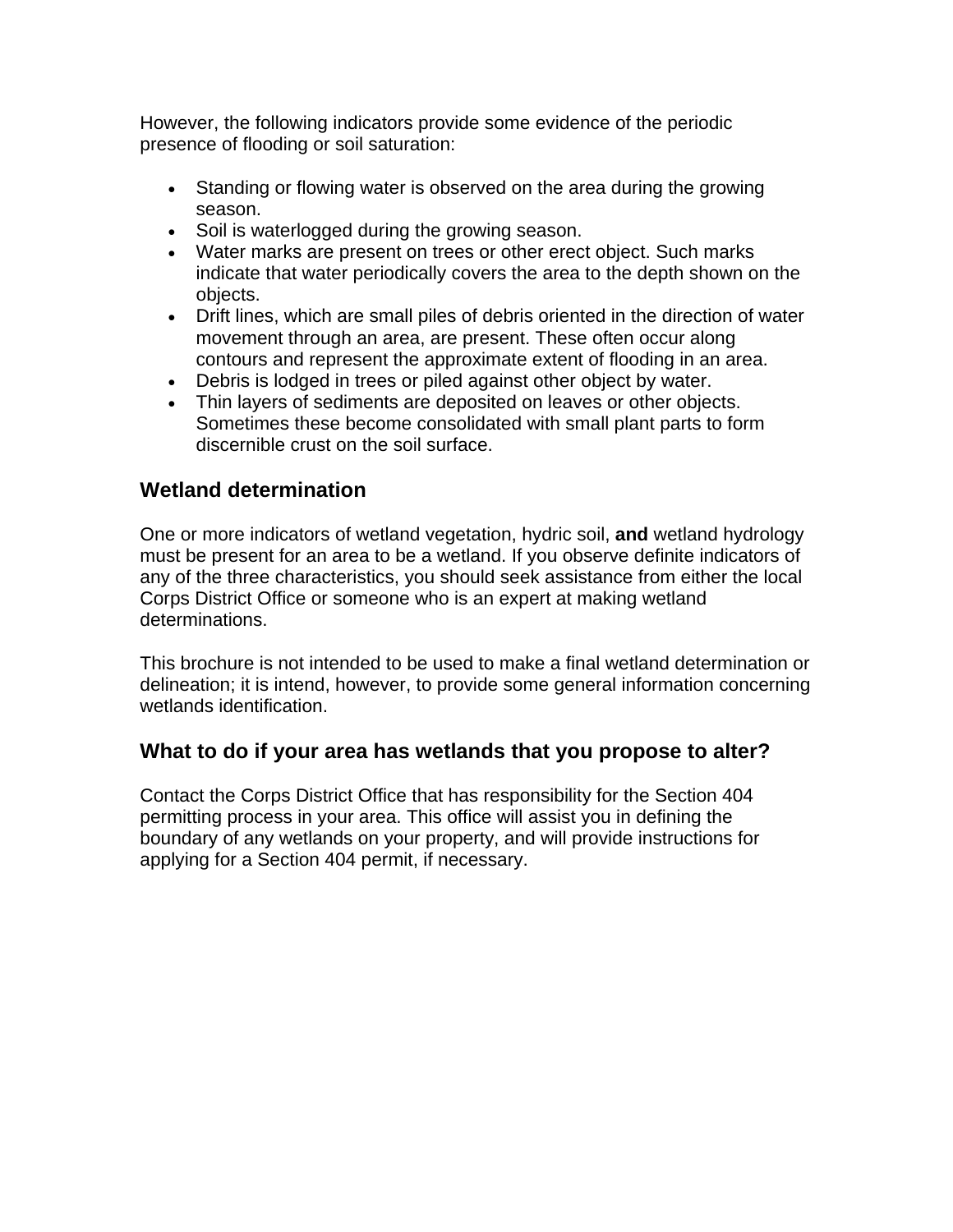However, the following indicators provide some evidence of the periodic presence of flooding or soil saturation:

- Standing or flowing water is observed on the area during the growing season.
- Soil is waterlogged during the growing season.
- Water marks are present on trees or other erect object. Such marks indicate that water periodically covers the area to the depth shown on the objects.
- Drift lines, which are small piles of debris oriented in the direction of water movement through an area, are present. These often occur along contours and represent the approximate extent of flooding in an area.
- Debris is lodged in trees or piled against other object by water.
- Thin layers of sediments are deposited on leaves or other objects. Sometimes these become consolidated with small plant parts to form discernible crust on the soil surface.

## Wetland determination

One or more indicators of wetland vegetation, hydric soil, **and** wetland hydrology must be present for an area to be a wetland. If you observe definite indicators of any of the three characteristics, you should seek assistance from either the local Corps District Office or someone who is an expert at making wetland determinations.

This brochure is not intended to be used to make a final wetland determination or delineation; it is intend, however, to provide some general information concerning wetlands identification.

## What to do if your area has wetlands that you propose to alter?

Contact the Corps District Office that has responsibility for the Section 404 permitting process in your area. This office will assist you in defining the boundary of any wetlands on your property, and will provide instructions for applying for a Section 404 permit, if necessary.